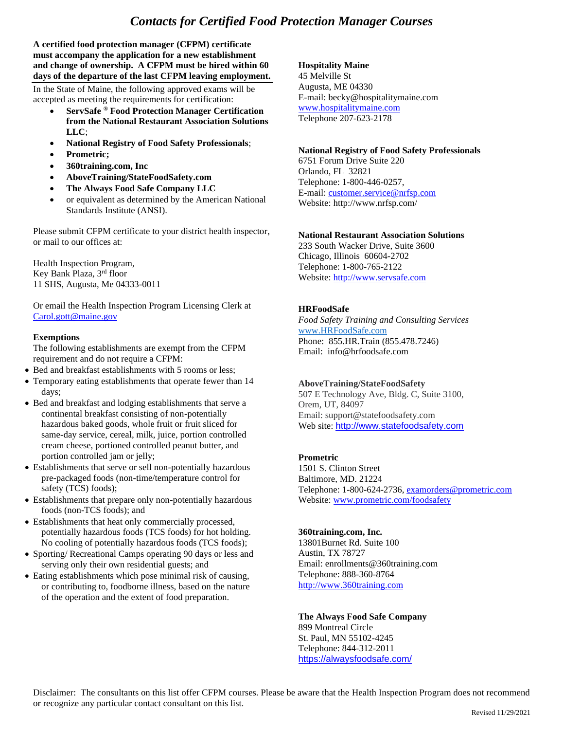# *Contacts for Certified Food Protection Manager Courses*

**A certified food protection manager (CFPM) certificate must accompany the application for a new establishment and change of ownership. A CFPM must be hired within 60 days of the departure of the last CFPM leaving employment.**

In the State of Maine, the following approved exams will be accepted as meeting the requirements for certification:

- **ServSafe ® Food Protection Manager Certification from the National Restaurant Association Solutions LLC**;
- **National Registry of Food Safety Professionals**;
- **Prometric;**
- **360training.com, Inc**
- **AboveTraining/StateFoodSafety.com**
- **The Always Food Safe Company LLC**
- or equivalent as determined by the American National Standards Institute (ANSI).

Please submit CFPM certificate to your district health inspector, or mail to our offices at:

Health Inspection Program,
Key Bank Plaza, 3rd floor
11 SHS, Augusta, Me 04333-0011

Or email the Health Inspection Program Licensing Clerk at Carol.gott@maine.gov

### Exemptions

The following establishments are exempt from the CFPM requirement and do not require a CFPM:

- Bed and breakfast establishments with 5 rooms or less;
- Temporary eating establishments that operate fewer than 14 days;
- Bed and breakfast and lodging establishments that serve a continental breakfast consisting of non-potentially hazardous baked goods, whole fruit or fruit sliced for same-day service, cereal, milk, juice, portion controlled cream cheese, portioned controlled peanut butter, and portion controlled jam or jelly;
- Establishments that serve or sell non-potentially hazardous pre-packaged foods (non-time/temperature control for safety (TCS) foods);
- Establishments that prepare only non-potentially hazardous foods (non-TCS foods); and
- Establishments that heat only commercially processed, potentially hazardous foods (TCS foods) for hot holding. No cooling of potentially hazardous foods (TCS foods);
- Sporting/ Recreational Camps operating 90 days or less and serving only their own residential guests; and
- Eating establishments which pose minimal risk of causing, or contributing to, foodborne illness, based on the nature of the operation and the extent of food preparation.

**Hospitality Maine**
45 Melville St
Augusta, ME 04330
E-mail: becky@hospitalitymaine.com
www.hospitalitymaine.com
Telephone 207-623-2178

**National Registry of Food Safety Professionals**
6751 Forum Drive Suite 220
Orlando, FL 32821
Telephone: 1-800-446-0257,
E-mail: customer.service@nrfsp.com
Website: http://www.nrfsp.com/

**National Restaurant Association Solutions**
233 South Wacker Drive, Suite 3600
Chicago, Illinois 60604-2702
Telephone: 1-800-765-2122
Website: http://www.servsafe.com

**HRFoodSafe**
*Food Safety Training and Consulting Services*
www.HRFoodSafe.com
Phone: 855.HR.Train (855.478.7246)
Email: info@hrfoodsafe.com

**AboveTraining/StateFoodSafety**
507 E Technology Ave, Bldg. C, Suite 3100,
Orem, UT, 84097
Email: support@statefoodsafety.com
Web site: http://www.statefoodsafety.com

**Prometric**
1501 S. Clinton Street
Baltimore, MD. 21224
Telephone: 1-800-624-2736, examorders@prometric.com
Website: www.prometric.com/foodsafety

**360training.com, Inc.**
13801Burnet Rd. Suite 100
Austin, TX 78727
Email: enrollments@360training.com
Telephone: 888-360-8764
http://www.360training.com

**The Always Food Safe Company**
899 Montreal Circle
St. Paul, MN 55102-4245
Telephone: 844-312-2011
https://alwaysfoodsafe.com/

Disclaimer: The consultants on this list offer CFPM courses. Please be aware that the Health Inspection Program does not recommend or recognize any particular contact consultant on this list.

Revised 11/29/2021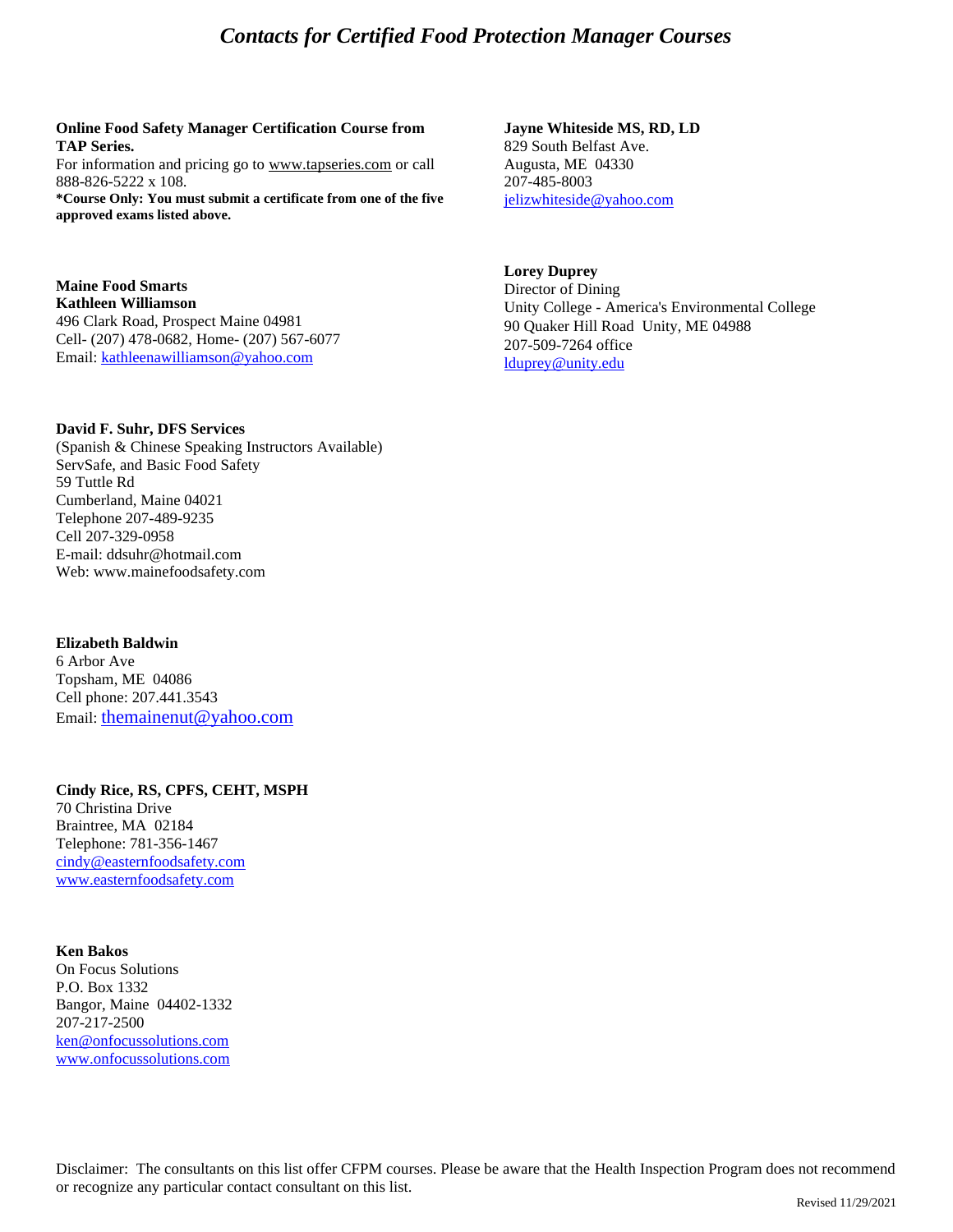# *Contacts for Certified Food Protection Manager Courses*

**Online Food Safety Manager Certification Course from TAP Series.**
For information and pricing go to www.tapseries.com or call 888-826-5222 x 108.
**\*Course Only: You must submit a certificate from one of the five approved exams listed above.**

**Maine Food Smarts**
**Kathleen Williamson**
496 Clark Road, Prospect Maine 04981
Cell- (207) 478-0682, Home- (207) 567-6077
Email: kathleenawilliamson@yahoo.com

**David F. Suhr, DFS Services**
(Spanish & Chinese Speaking Instructors Available)
ServSafe, and Basic Food Safety
59 Tuttle Rd
Cumberland, Maine 04021
Telephone 207-489-9235
Cell 207-329-0958
E-mail: ddsuhr@hotmail.com
Web: www.mainefoodsafety.com

**Elizabeth Baldwin**
6 Arbor Ave
Topsham, ME 04086
Cell phone: 207.441.3543
Email: themainenut@yahoo.com

**Cindy Rice, RS, CPFS, CEHT, MSPH**
70 Christina Drive
Braintree, MA 02184
Telephone: 781-356-1467
cindy@easternfoodsafety.com
www.easternfoodsafety.com

**Ken Bakos**
On Focus Solutions
P.O. Box 1332
Bangor, Maine 04402-1332
207-217-2500
ken@onfocussolutions.com
www.onfocussolutions.com

**Jayne Whiteside MS, RD, LD**
829 South Belfast Ave.
Augusta, ME 04330
207-485-8003
jelizwhiteside@yahoo.com

**Lorey Duprey**
Director of Dining
Unity College - America's Environmental College
90 Quaker Hill Road Unity, ME 04988
207-509-7264 office
lduprey@unity.edu

Disclaimer: The consultants on this list offer CFPM courses. Please be aware that the Health Inspection Program does not recommend or recognize any particular contact consultant on this list.

Revised 11/29/2021